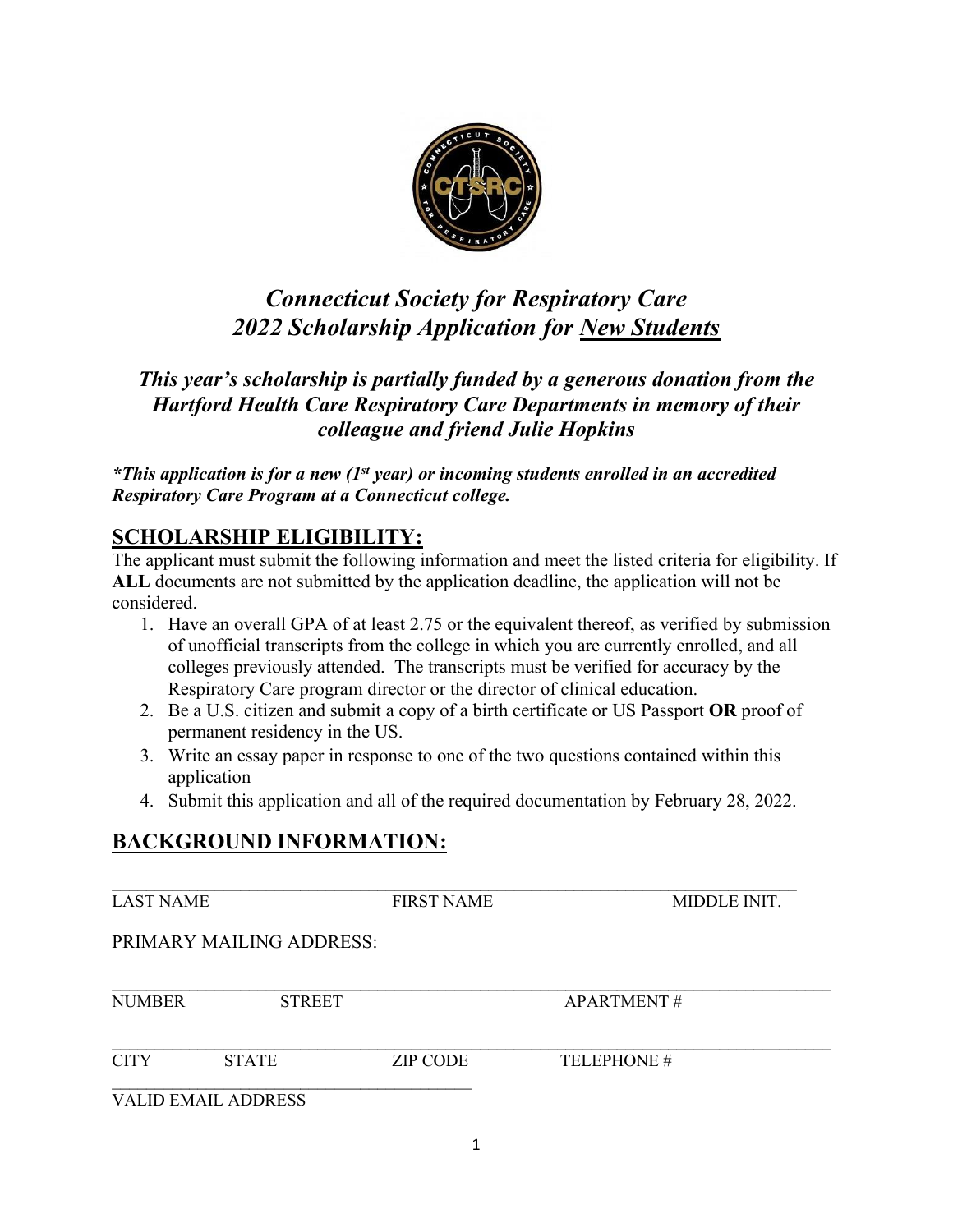# *Connecticut Society for Respiratory Care*
# *2022 Scholarship Application for New Students*

### *This year's scholarship is partially funded by a generous donation from the Hartford Health Care Respiratory Care Departments in memory of their colleague and friend Julie Hopkins*

***This application is for a new (1st year) or incoming students enrolled in an accredited Respiratory Care Program at a Connecticut college.**

## SCHOLARSHIP ELIGIBILITY:

The applicant must submit the following information and meet the listed criteria for eligibility. If **ALL** documents are not submitted by the application deadline, the application will not be considered.

1. Have an overall GPA of at least 2.75 or the equivalent thereof, as verified by submission of unofficial transcripts from the college in which you are currently enrolled, and all colleges previously attended. The transcripts must be verified for accuracy by the Respiratory Care program director or the director of clinical education.
2. Be a U.S. citizen and submit a copy of a birth certificate or US Passport **OR** proof of permanent residency in the US.
3. Write an essay paper in response to one of the two questions contained within this application
4. Submit this application and all of the required documentation by February 28, 2022.

## BACKGROUND INFORMATION:

\_\_\_\_\_\_\_\_\_\_\_\_\_\_\_\_\_\_\_\_\_\_\_\_\_\_\_\_\_\_\_\_\_\_\_\_\_\_\_\_\_\_\_\_\_\_\_\_\_\_\_\_\_\_\_\_\_\_\_\_\_\_\_\_\_\_\_\_\_\_\_\_\_\_\_\_
LAST NAME FIRST NAME MIDDLE INIT.

PRIMARY MAILING ADDRESS:

\_\_\_\_\_\_\_\_\_\_\_\_\_\_\_\_\_\_\_\_\_\_\_\_\_\_\_\_\_\_\_\_\_\_\_\_\_\_\_\_\_\_\_\_\_\_\_\_\_\_\_\_\_\_\_\_\_\_\_\_\_\_\_\_\_\_\_\_\_\_\_\_\_\_\_\_
NUMBER STREET APARTMENT #

\_\_\_\_\_\_\_\_\_\_\_\_\_\_\_\_\_\_\_\_\_\_\_\_\_\_\_\_\_\_\_\_\_\_\_\_\_\_\_\_\_\_\_\_\_\_\_\_\_\_\_\_\_\_\_\_\_\_\_\_\_\_\_\_\_\_\_\_\_\_\_\_\_\_\_\_
CITY STATE ZIP CODE TELEPHONE #

\_\_\_\_\_\_\_\_\_\_\_\_\_\_\_\_\_\_\_\_\_\_\_\_\_\_\_\_\_\_\_\_\_\_\_\_\_\_\_\_
VALID EMAIL ADDRESS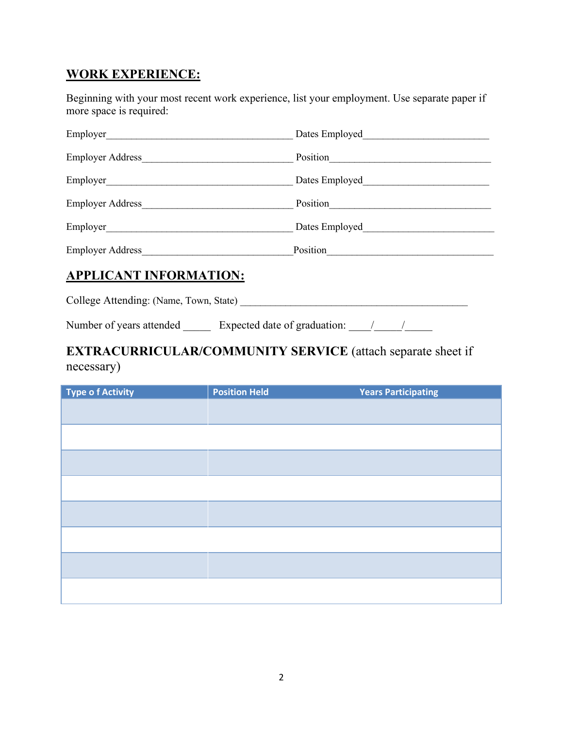## WORK EXPERIENCE:

Beginning with your most recent work experience, list your employment. Use separate paper if more space is required:

Employer______________________________________ Dates Employed_________________________

Employer Address_____________________________ Position________________________________

Employer______________________________________ Dates Employed_________________________

Employer Address_____________________________ Position________________________________

Employer______________________________________ Dates Employed_________________________

Employer Address_____________________________ Position________________________________

## APPLICANT INFORMATION:

College Attending: (Name, Town, State) ______________________________________________

Number of years attended _____ Expected date of graduation: ____/_____/_____

### EXTRACURRICULAR/COMMUNITY SERVICE (attach separate sheet if necessary)

| Type o f Activity | Position Held | Years Participating |
|---|---|---|
| | | |
| | | |
| | | |
| | | |
| | | |
| | | |
| | | |
| | | |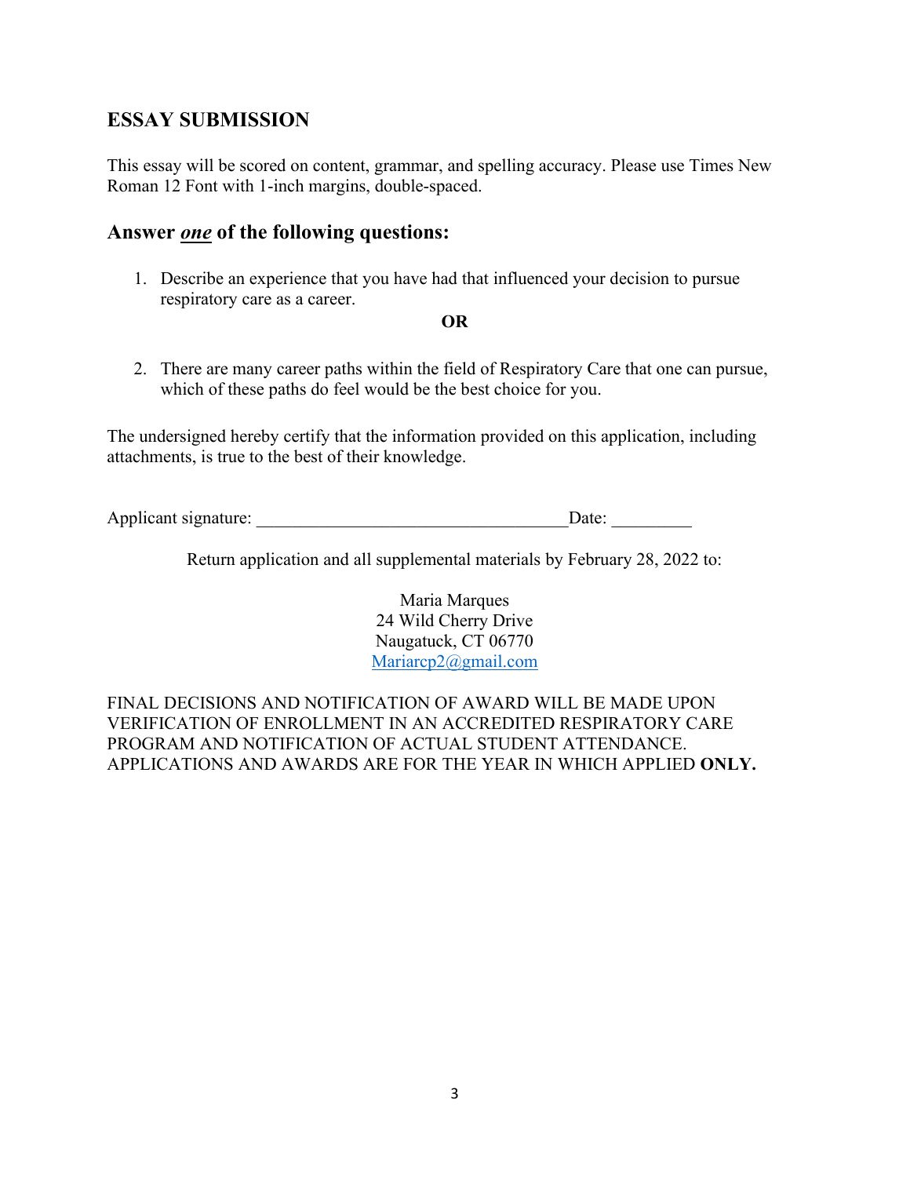## ESSAY SUBMISSION

This essay will be scored on content, grammar, and spelling accuracy. Please use Times New Roman 12 Font with 1-inch margins, double-spaced.

## Answer ***one*** of the following questions:

1. Describe an experience that you have had that influenced your decision to pursue respiratory care as a career.

   **OR**

2. There are many career paths within the field of Respiratory Care that one can pursue, which of these paths do feel would be the best choice for you.

The undersigned hereby certify that the information provided on this application, including attachments, is true to the best of their knowledge.

Applicant signature: ___________________________________Date: _________

Return application and all supplemental materials by February 28, 2022 to:

Maria Marques
24 Wild Cherry Drive
Naugatuck, CT 06770
Mariarcp2@gmail.com

FINAL DECISIONS AND NOTIFICATION OF AWARD WILL BE MADE UPON VERIFICATION OF ENROLLMENT IN AN ACCREDITED RESPIRATORY CARE PROGRAM AND NOTIFICATION OF ACTUAL STUDENT ATTENDANCE. APPLICATIONS AND AWARDS ARE FOR THE YEAR IN WHICH APPLIED **ONLY.**